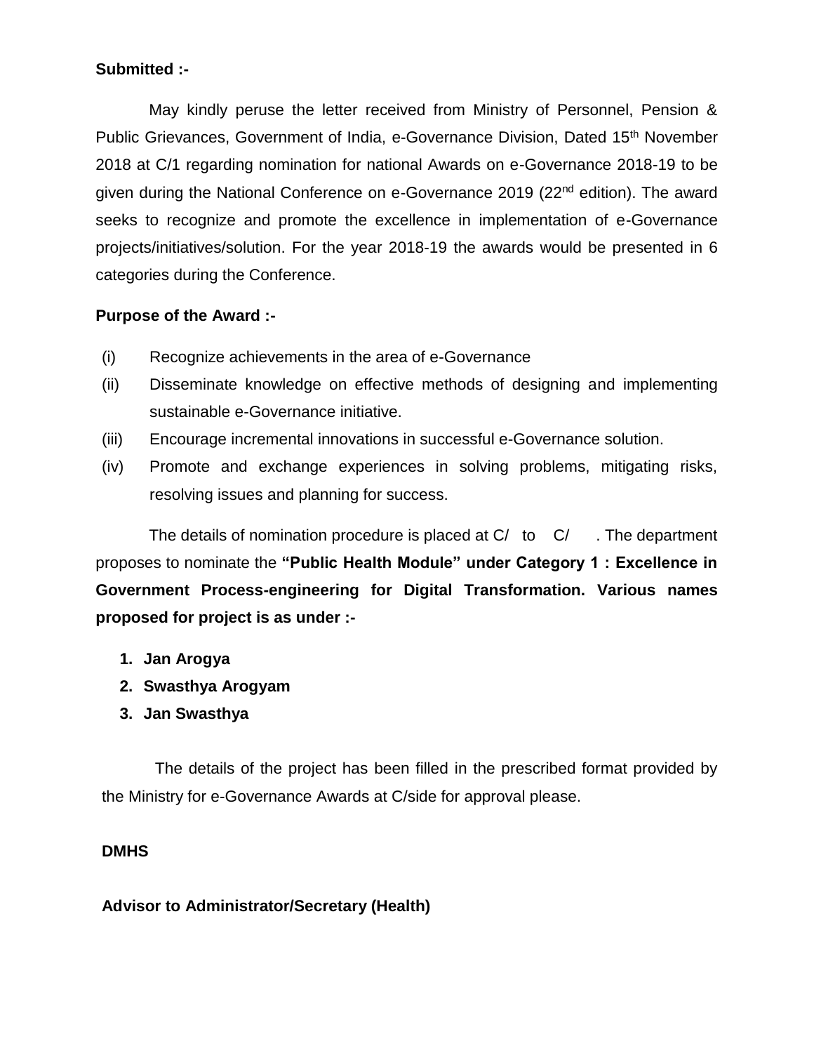**Submitted :-**

May kindly peruse the letter received from Ministry of Personnel, Pension & Public Grievances, Government of India, e-Governance Division, Dated 15th November 2018 at C/1 regarding nomination for national Awards on e-Governance 2018-19 to be given during the National Conference on e-Governance 2019 (22nd edition). The award seeks to recognize and promote the excellence in implementation of e-Governance projects/initiatives/solution. For the year 2018-19 the awards would be presented in 6 categories during the Conference.

**Purpose of the Award :-**

(i) Recognize achievements in the area of e-Governance
(ii) Disseminate knowledge on effective methods of designing and implementing sustainable e-Governance initiative.
(iii) Encourage incremental innovations in successful e-Governance solution.
(iv) Promote and exchange experiences in solving problems, mitigating risks, resolving issues and planning for success.

The details of nomination procedure is placed at C/ to C/ . The department proposes to nominate the **"Public Health Module" under Category 1 : Excellence in Government Process-engineering for Digital Transformation. Various names proposed for project is as under :-**

1. **Jan Arogya**
2. **Swasthya Arogyam**
3. **Jan Swasthya**

The details of the project has been filled in the prescribed format provided by the Ministry for e-Governance Awards at C/side for approval please.

**DMHS**

**Advisor to Administrator/Secretary (Health)**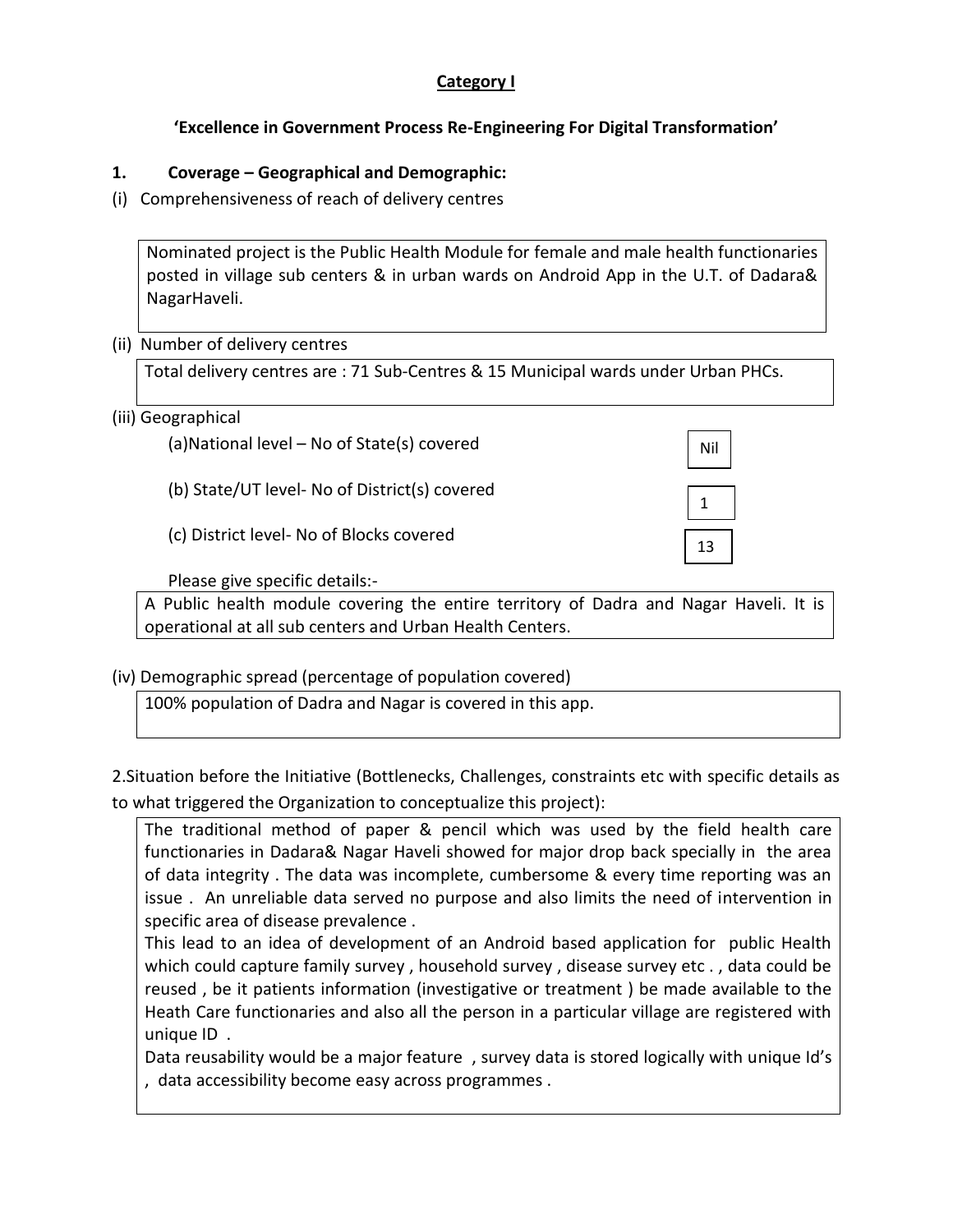**Category I**

**'Excellence in Government Process Re-Engineering For Digital Transformation'**

**1. Coverage – Geographical and Demographic:**

(i) Comprehensiveness of reach of delivery centres

Nominated project is the Public Health Module for female and male health functionaries posted in village sub centers & in urban wards on Android App in the U.T. of Dadara& NagarHaveli.

(ii) Number of delivery centres

Total delivery centres are : 71 Sub-Centres & 15 Municipal wards under Urban PHCs.

(iii) Geographical

(a)National level – No of State(s) covered: Nil

(b) State/UT level- No of District(s) covered: 1

(c) District level- No of Blocks covered: 13

Please give specific details:-

A Public health module covering the entire territory of Dadra and Nagar Haveli. It is operational at all sub centers and Urban Health Centers.

(iv) Demographic spread (percentage of population covered)

100% population of Dadra and Nagar is covered in this app.

2.Situation before the Initiative (Bottlenecks, Challenges, constraints etc with specific details as to what triggered the Organization to conceptualize this project):

The traditional method of paper & pencil which was used by the field health care functionaries in Dadara& Nagar Haveli showed for major drop back specially in the area of data integrity . The data was incomplete, cumbersome & every time reporting was an issue . An unreliable data served no purpose and also limits the need of intervention in specific area of disease prevalence .

This lead to an idea of development of an Android based application for public Health which could capture family survey , household survey , disease survey etc . , data could be reused , be it patients information (investigative or treatment ) be made available to the Heath Care functionaries and also all the person in a particular village are registered with unique ID .

Data reusability would be a major feature , survey data is stored logically with unique Id's , data accessibility become easy across programmes .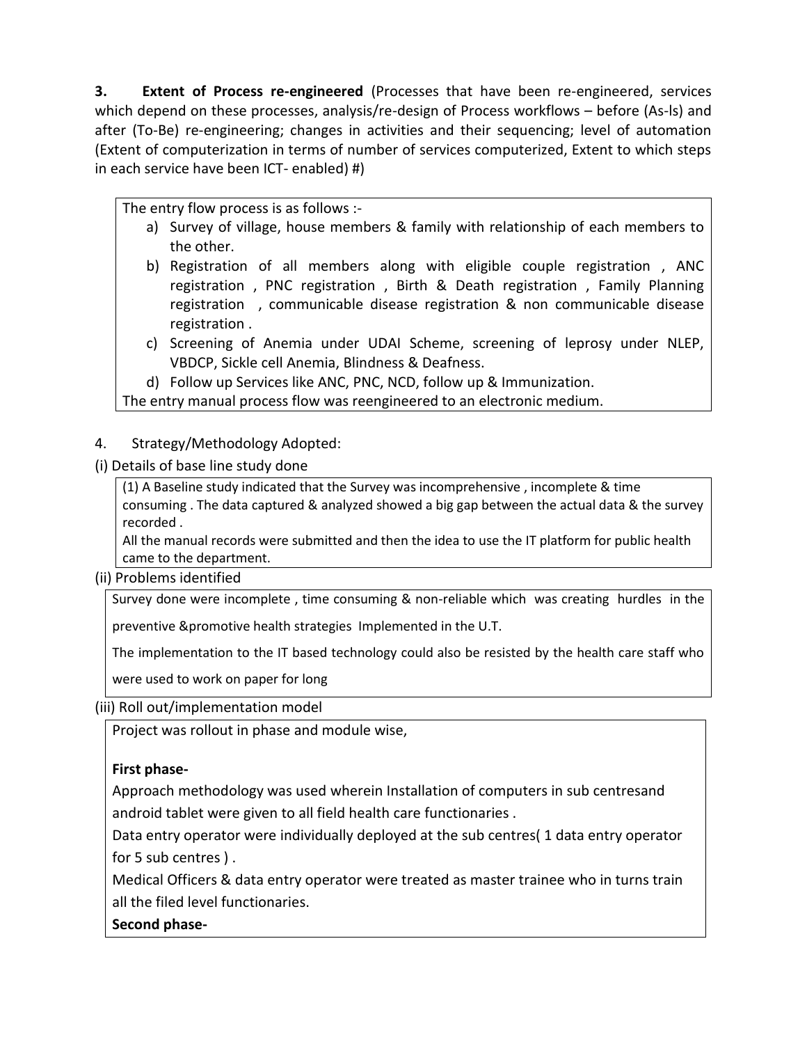**3. Extent of Process re-engineered** (Processes that have been re-engineered, services which depend on these processes, analysis/re-design of Process workflows – before (As-ls) and after (To-Be) re-engineering; changes in activities and their sequencing; level of automation (Extent of computerization in terms of number of services computerized, Extent to which steps in each service have been ICT- enabled) #)

The entry flow process is as follows :-

a) Survey of village, house members & family with relationship of each members to the other.
b) Registration of all members along with eligible couple registration , ANC registration , PNC registration , Birth & Death registration , Family Planning registration , communicable disease registration & non communicable disease registration .
c) Screening of Anemia under UDAI Scheme, screening of leprosy under NLEP, VBDCP, Sickle cell Anemia, Blindness & Deafness.
d) Follow up Services like ANC, PNC, NCD, follow up & Immunization.

The entry manual process flow was reengineered to an electronic medium.

4. Strategy/Methodology Adopted:

(i) Details of base line study done

(1) A Baseline study indicated that the Survey was incomprehensive , incomplete & time consuming . The data captured & analyzed showed a big gap between the actual data & the survey recorded .
All the manual records were submitted and then the idea to use the IT platform for public health came to the department.

(ii) Problems identified

Survey done were incomplete , time consuming & non-reliable which was creating hurdles in the preventive &promotive health strategies Implemented in the U.T.

The implementation to the IT based technology could also be resisted by the health care staff who were used to work on paper for long

(iii) Roll out/implementation model

Project was rollout in phase and module wise,

**First phase-**

Approach methodology was used wherein Installation of computers in sub centresand android tablet were given to all field health care functionaries .

Data entry operator were individually deployed at the sub centres( 1 data entry operator for 5 sub centres ) .

Medical Officers & data entry operator were treated as master trainee who in turns train all the filed level functionaries.

**Second phase-**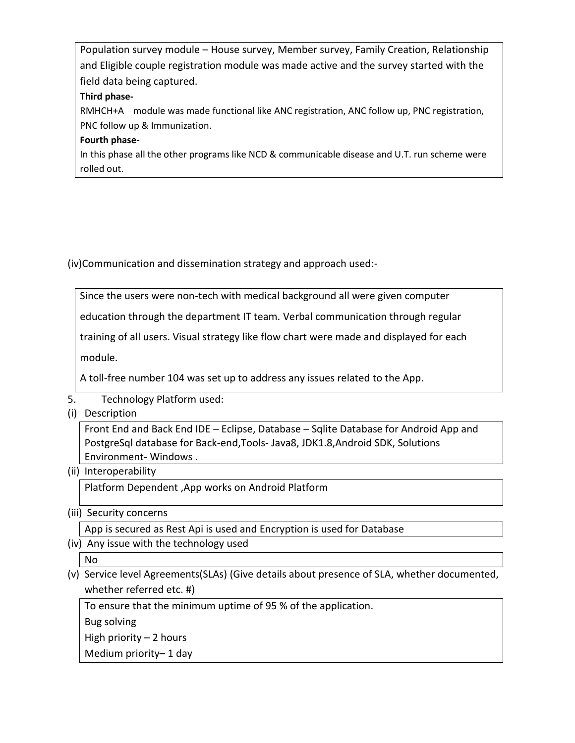Population survey module – House survey, Member survey, Family Creation, Relationship and Eligible couple registration module was made active and the survey started with the field data being captured.

**Third phase-**

RMHCH+A module was made functional like ANC registration, ANC follow up, PNC registration, PNC follow up & Immunization.

**Fourth phase-**

In this phase all the other programs like NCD & communicable disease and U.T. run scheme were rolled out.

(iv)Communication and dissemination strategy and approach used:-

Since the users were non-tech with medical background all were given computer education through the department IT team. Verbal communication through regular training of all users. Visual strategy like flow chart were made and displayed for each module.

A toll-free number 104 was set up to address any issues related to the App.

5. Technology Platform used:

(i) Description

Front End and Back End IDE – Eclipse, Database – Sqlite Database for Android App and PostgreSql database for Back-end,Tools- Java8, JDK1.8,Android SDK, Solutions Environment- Windows .

(ii) Interoperability

Platform Dependent ,App works on Android Platform

(iii) Security concerns

App is secured as Rest Api is used and Encryption is used for Database

(iv) Any issue with the technology used

No

(v) Service level Agreements(SLAs) (Give details about presence of SLA, whether documented, whether referred etc. #)

To ensure that the minimum uptime of 95 % of the application.

Bug solving

High priority – 2 hours

Medium priority– 1 day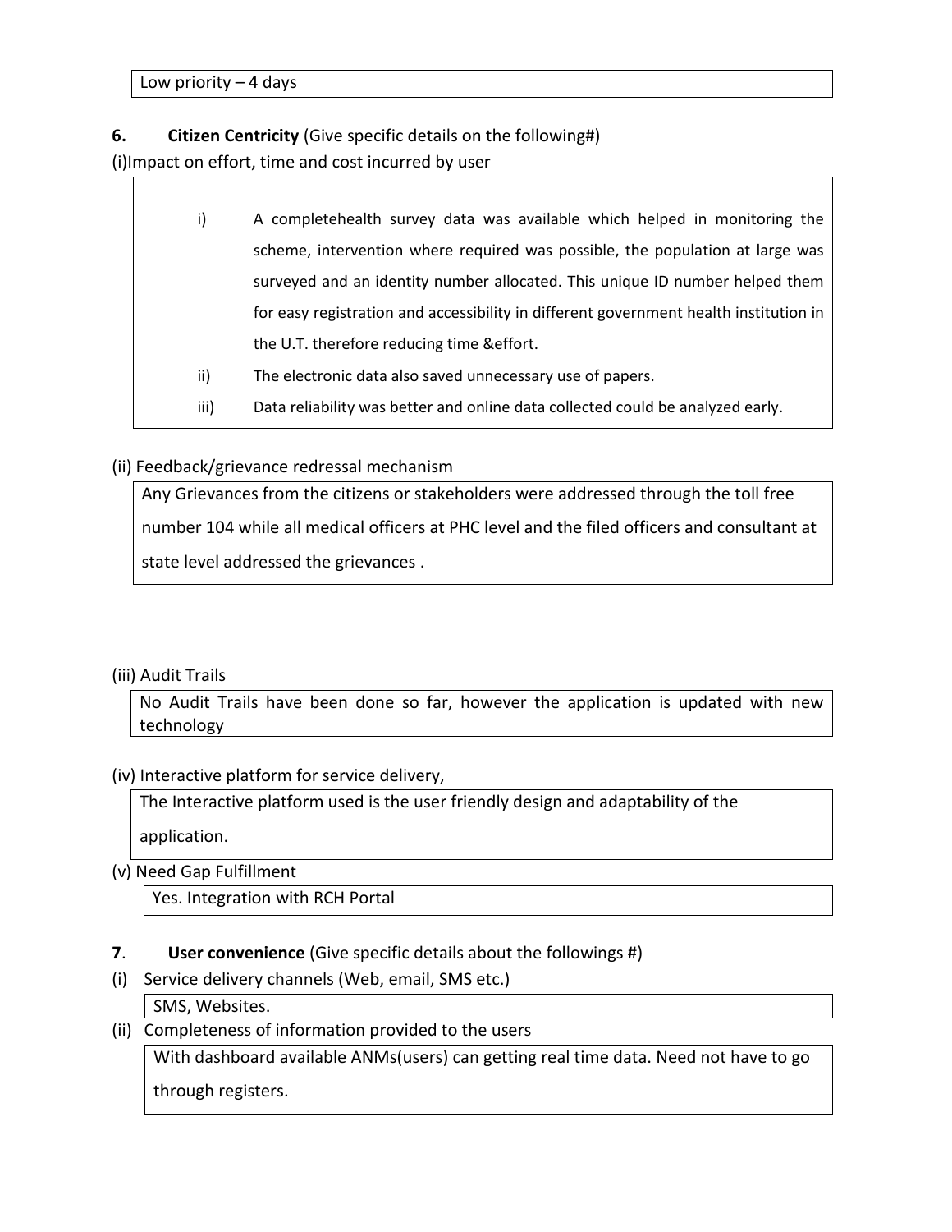Low priority – 4 days

**6. Citizen Centricity** (Give specific details on the following#)

(i)Impact on effort, time and cost incurred by user

i) A completehealth survey data was available which helped in monitoring the scheme, intervention where required was possible, the population at large was surveyed and an identity number allocated. This unique ID number helped them for easy registration and accessibility in different government health institution in the U.T. therefore reducing time &effort.

ii) The electronic data also saved unnecessary use of papers.

iii) Data reliability was better and online data collected could be analyzed early.

(ii) Feedback/grievance redressal mechanism

Any Grievances from the citizens or stakeholders were addressed through the toll free number 104 while all medical officers at PHC level and the filed officers and consultant at state level addressed the grievances .

(iii) Audit Trails

No Audit Trails have been done so far, however the application is updated with new technology

(iv) Interactive platform for service delivery,

The Interactive platform used is the user friendly design and adaptability of the application.

(v) Need Gap Fulfillment

Yes. Integration with RCH Portal

**7. User convenience** (Give specific details about the followings #)

(i) Service delivery channels (Web, email, SMS etc.)

SMS, Websites.

(ii) Completeness of information provided to the users

With dashboard available ANMs(users) can getting real time data. Need not have to go through registers.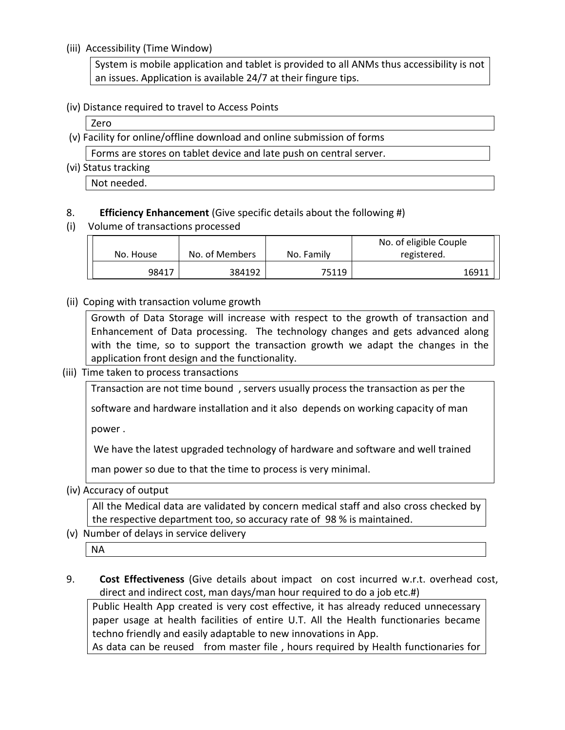(iii) Accessibility (Time Window)

System is mobile application and tablet is provided to all ANMs thus accessibility is not an issues. Application is available 24/7 at their fingure tips.

(iv) Distance required to travel to Access Points

Zero

(v) Facility for online/offline download and online submission of forms

Forms are stores on tablet device and late push on central server.

(vi) Status tracking

Not needed.

8. **Efficiency Enhancement** (Give specific details about the following #)

(i) Volume of transactions processed

| No. House | No. of Members | No. Family | No. of eligible Couple registered. |
|---|---|---|---|
| 98417 | 384192 | 75119 | 16911 |

(ii) Coping with transaction volume growth

Growth of Data Storage will increase with respect to the growth of transaction and Enhancement of Data processing. The technology changes and gets advanced along with the time, so to support the transaction growth we adapt the changes in the application front design and the functionality.

(iii) Time taken to process transactions

Transaction are not time bound , servers usually process the transaction as per the software and hardware installation and it also depends on working capacity of man power .

We have the latest upgraded technology of hardware and software and well trained man power so due to that the time to process is very minimal.

(iv) Accuracy of output

All the Medical data are validated by concern medical staff and also cross checked by the respective department too, so accuracy rate of 98 % is maintained.

(v) Number of delays in service delivery

NA

9. **Cost Effectiveness** (Give details about impact on cost incurred w.r.t. overhead cost, direct and indirect cost, man days/man hour required to do a job etc.#)

Public Health App created is very cost effective, it has already reduced unnecessary paper usage at health facilities of entire U.T. All the Health functionaries became techno friendly and easily adaptable to new innovations in App.
As data can be reused from master file , hours required by Health functionaries for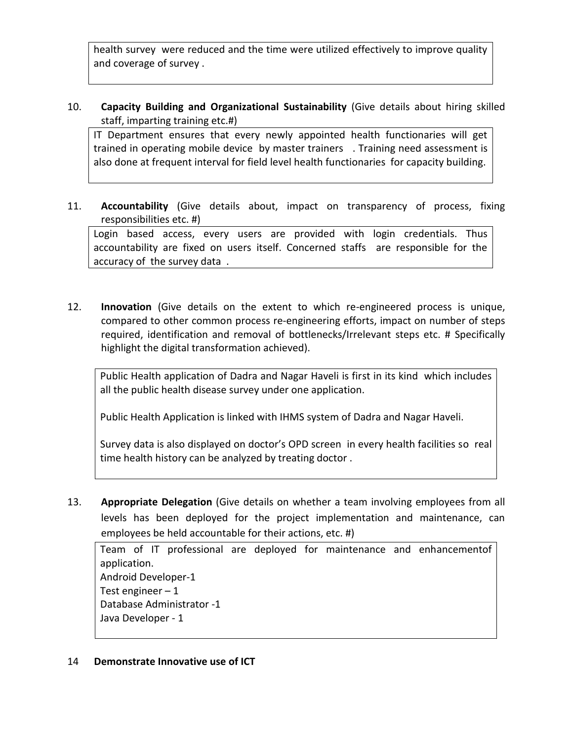health survey were reduced and the time were utilized effectively to improve quality and coverage of survey .

10. **Capacity Building and Organizational Sustainability** (Give details about hiring skilled staff, imparting training etc.#)

IT Department ensures that every newly appointed health functionaries will get trained in operating mobile device by master trainers . Training need assessment is also done at frequent interval for field level health functionaries for capacity building.

11. **Accountability** (Give details about, impact on transparency of process, fixing responsibilities etc. #)

Login based access, every users are provided with login credentials. Thus accountability are fixed on users itself. Concerned staffs are responsible for the accuracy of the survey data .

12. **Innovation** (Give details on the extent to which re-engineered process is unique, compared to other common process re-engineering efforts, impact on number of steps required, identification and removal of bottlenecks/Irrelevant steps etc. # Specifically highlight the digital transformation achieved).

Public Health application of Dadra and Nagar Haveli is first in its kind which includes all the public health disease survey under one application.

Public Health Application is linked with IHMS system of Dadra and Nagar Haveli.

Survey data is also displayed on doctor's OPD screen in every health facilities so real time health history can be analyzed by treating doctor .

13. **Appropriate Delegation** (Give details on whether a team involving employees from all levels has been deployed for the project implementation and maintenance, can employees be held accountable for their actions, etc. #)

Team of IT professional are deployed for maintenance and enhancementof application.
Android Developer-1
Test engineer – 1
Database Administrator -1
Java Developer - 1

14 **Demonstrate Innovative use of ICT**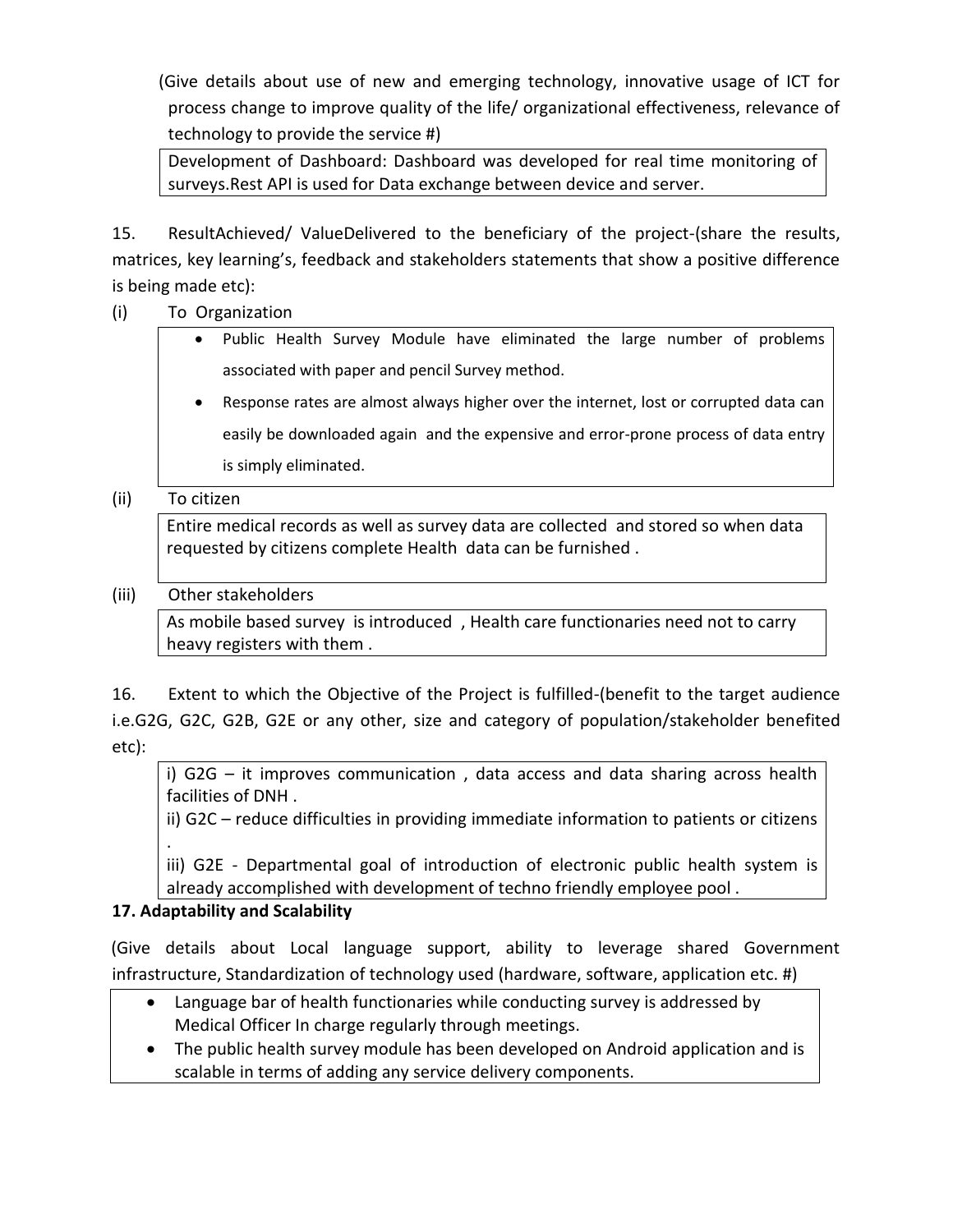(Give details about use of new and emerging technology, innovative usage of ICT for process change to improve quality of the life/ organizational effectiveness, relevance of technology to provide the service #)

Development of Dashboard: Dashboard was developed for real time monitoring of surveys.Rest API is used for Data exchange between device and server.

15. ResultAchieved/ ValueDelivered to the beneficiary of the project-(share the results, matrices, key learning's, feedback and stakeholders statements that show a positive difference is being made etc):

(i) To Organization

- Public Health Survey Module have eliminated the large number of problems associated with paper and pencil Survey method.
- Response rates are almost always higher over the internet, lost or corrupted data can easily be downloaded again and the expensive and error-prone process of data entry is simply eliminated.

(ii) To citizen

Entire medical records as well as survey data are collected and stored so when data requested by citizens complete Health data can be furnished .

(iii) Other stakeholders

As mobile based survey is introduced , Health care functionaries need not to carry heavy registers with them .

16. Extent to which the Objective of the Project is fulfilled-(benefit to the target audience i.e.G2G, G2C, G2B, G2E or any other, size and category of population/stakeholder benefited etc):

i) G2G – it improves communication , data access and data sharing across health facilities of DNH .
ii) G2C – reduce difficulties in providing immediate information to patients or citizens .
iii) G2E - Departmental goal of introduction of electronic public health system is already accomplished with development of techno friendly employee pool .

**17. Adaptability and Scalability**

(Give details about Local language support, ability to leverage shared Government infrastructure, Standardization of technology used (hardware, software, application etc. #)

- Language bar of health functionaries while conducting survey is addressed by Medical Officer In charge regularly through meetings.
- The public health survey module has been developed on Android application and is scalable in terms of adding any service delivery components.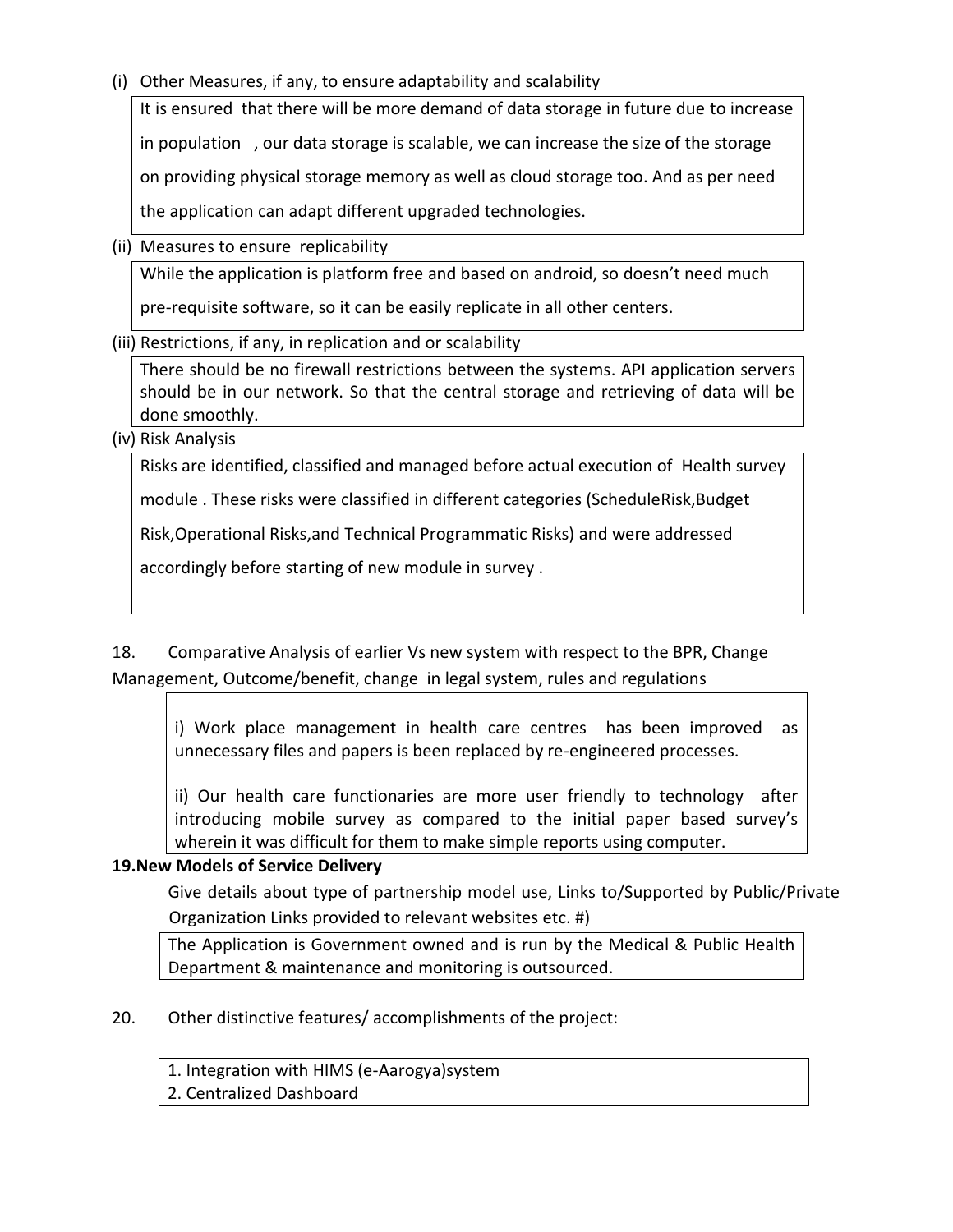(i) Other Measures, if any, to ensure adaptability and scalability

It is ensured that there will be more demand of data storage in future due to increase in population , our data storage is scalable, we can increase the size of the storage on providing physical storage memory as well as cloud storage too. And as per need the application can adapt different upgraded technologies.

(ii) Measures to ensure replicability

While the application is platform free and based on android, so doesn't need much pre-requisite software, so it can be easily replicate in all other centers.

(iii) Restrictions, if any, in replication and or scalability

There should be no firewall restrictions between the systems. API application servers should be in our network. So that the central storage and retrieving of data will be done smoothly.

(iv) Risk Analysis

Risks are identified, classified and managed before actual execution of Health survey module . These risks were classified in different categories (ScheduleRisk,Budget Risk,Operational Risks,and Technical Programmatic Risks) and were addressed accordingly before starting of new module in survey .

18. Comparative Analysis of earlier Vs new system with respect to the BPR, Change Management, Outcome/benefit, change in legal system, rules and regulations

i) Work place management in health care centres has been improved as unnecessary files and papers is been replaced by re-engineered processes.

ii) Our health care functionaries are more user friendly to technology after introducing mobile survey as compared to the initial paper based survey's wherein it was difficult for them to make simple reports using computer.

**19.New Models of Service Delivery**

Give details about type of partnership model use, Links to/Supported by Public/Private Organization Links provided to relevant websites etc. #)

The Application is Government owned and is run by the Medical & Public Health Department & maintenance and monitoring is outsourced.

20. Other distinctive features/ accomplishments of the project:

1. Integration with HIMS (e-Aarogya)system
2. Centralized Dashboard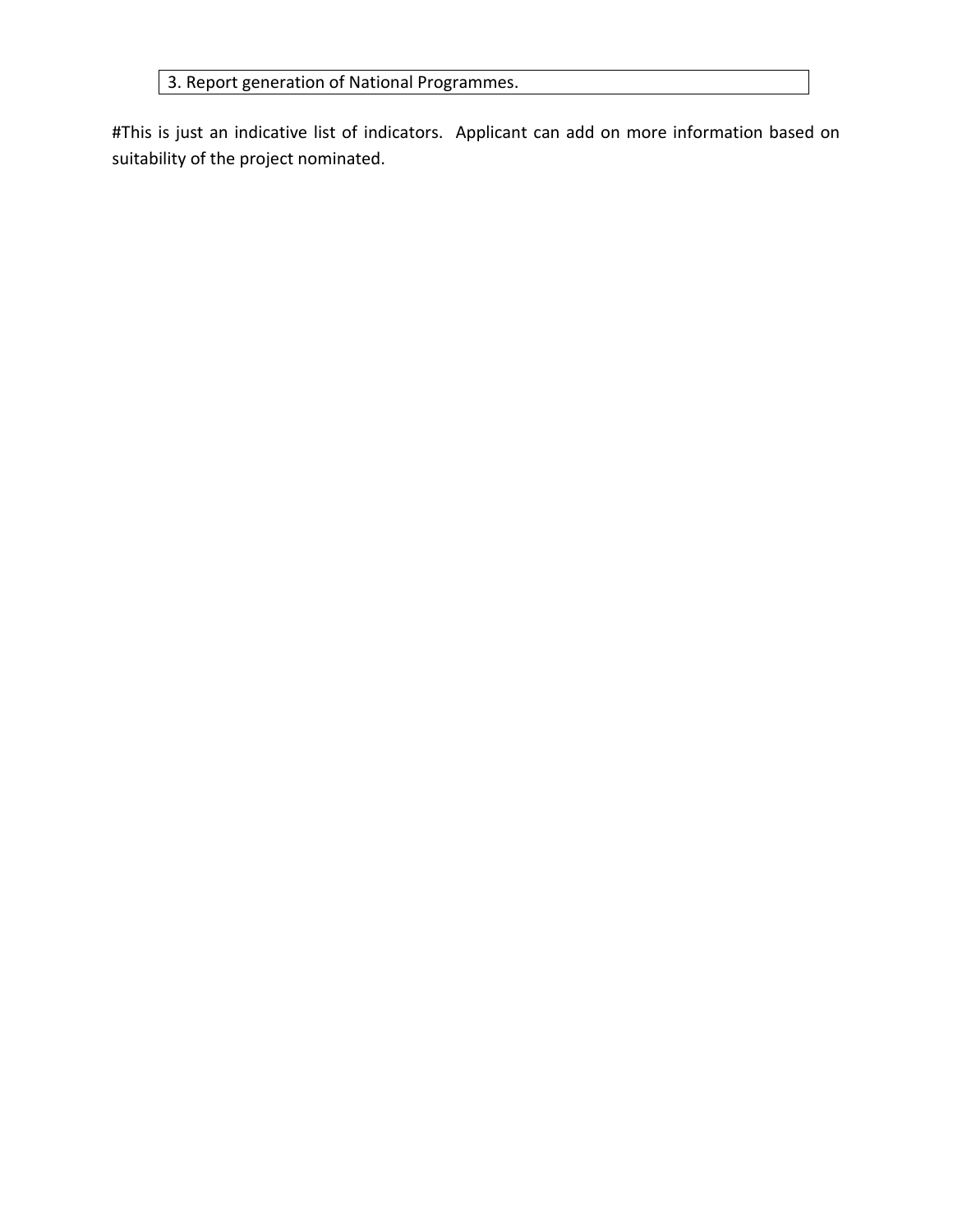| |
|---|
| 3. Report generation of National Programmes. |

#This is just an indicative list of indicators. Applicant can add on more information based on suitability of the project nominated.